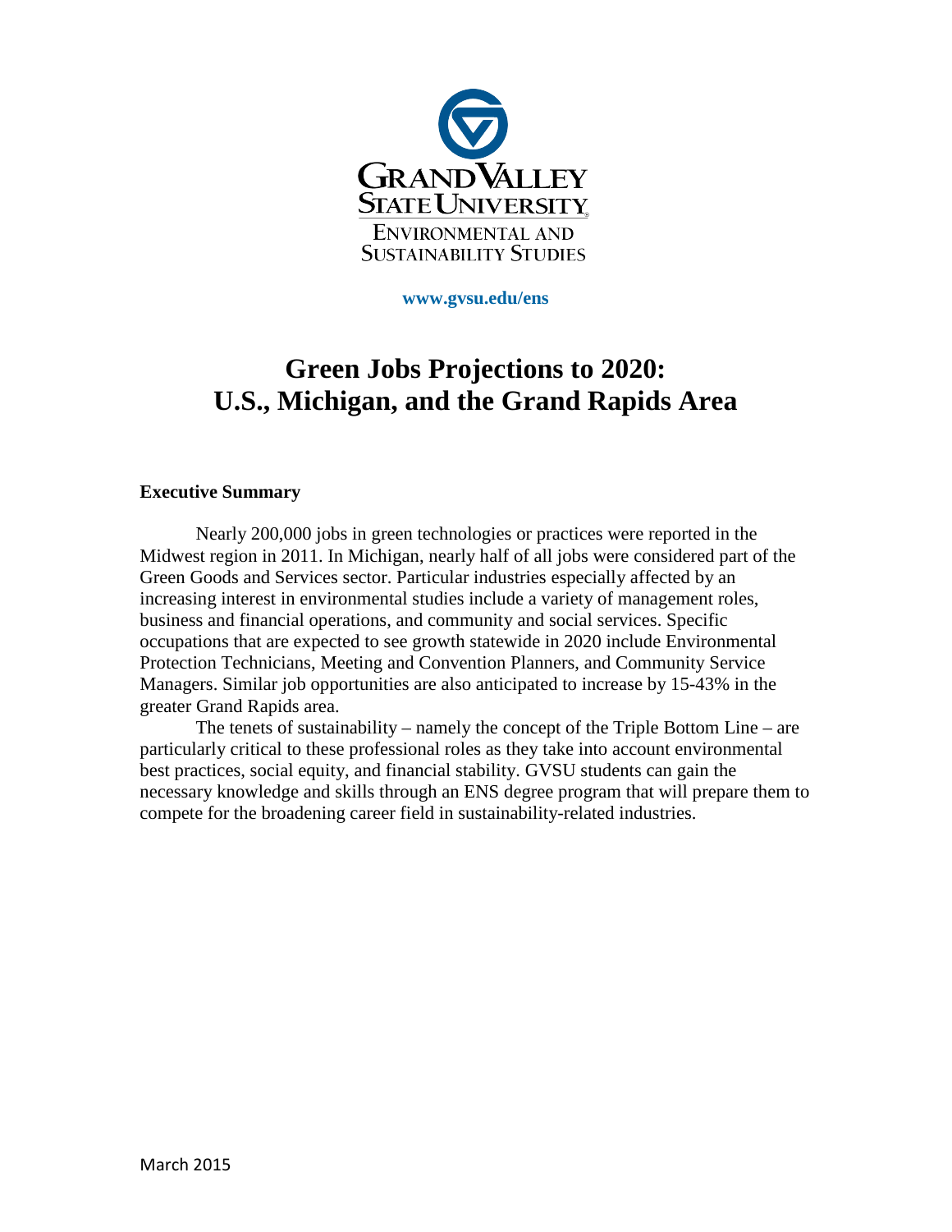GRAND VALLEY STATE UNIVERSITY

ENVIRONMENTAL AND SUSTAINABILITY STUDIES

**www.gvsu.edu/ens**

# Green Jobs Projections to 2020: U.S., Michigan, and the Grand Rapids Area

**Executive Summary**

Nearly 200,000 jobs in green technologies or practices were reported in the Midwest region in 2011. In Michigan, nearly half of all jobs were considered part of the Green Goods and Services sector. Particular industries especially affected by an increasing interest in environmental studies include a variety of management roles, business and financial operations, and community and social services. Specific occupations that are expected to see growth statewide in 2020 include Environmental Protection Technicians, Meeting and Convention Planners, and Community Service Managers. Similar job opportunities are also anticipated to increase by 15-43% in the greater Grand Rapids area.

The tenets of sustainability – namely the concept of the Triple Bottom Line – are particularly critical to these professional roles as they take into account environmental best practices, social equity, and financial stability. GVSU students can gain the necessary knowledge and skills through an ENS degree program that will prepare them to compete for the broadening career field in sustainability-related industries.

March 2015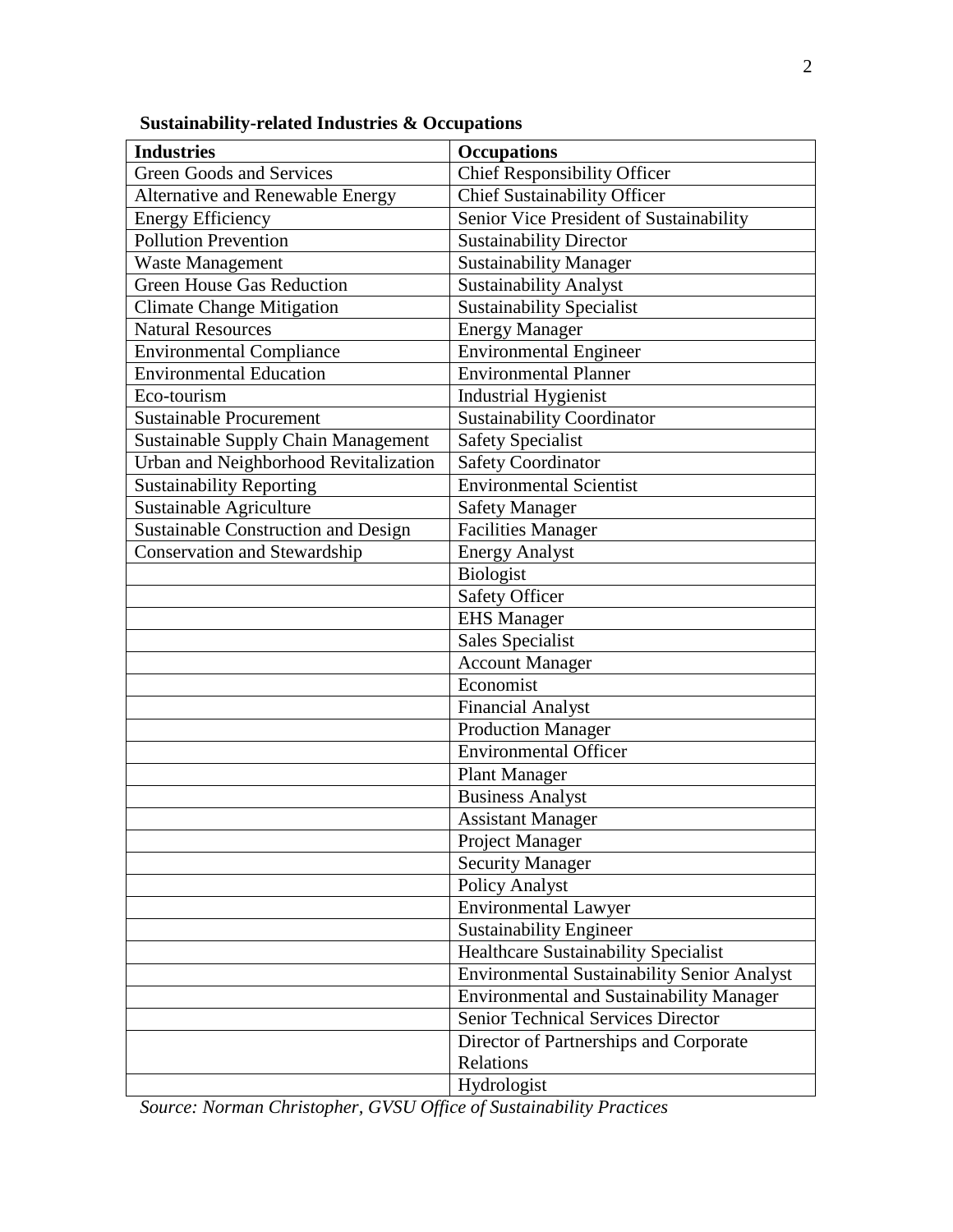**Sustainability-related Industries & Occupations**

| Industries | Occupations |
|---|---|
| Green Goods and Services | Chief Responsibility Officer |
| Alternative and Renewable Energy | Chief Sustainability Officer |
| Energy Efficiency | Senior Vice President of Sustainability |
| Pollution Prevention | Sustainability Director |
| Waste Management | Sustainability Manager |
| Green House Gas Reduction | Sustainability Analyst |
| Climate Change Mitigation | Sustainability Specialist |
| Natural Resources | Energy Manager |
| Environmental Compliance | Environmental Engineer |
| Environmental Education | Environmental Planner |
| Eco-tourism | Industrial Hygienist |
| Sustainable Procurement | Sustainability Coordinator |
| Sustainable Supply Chain Management | Safety Specialist |
| Urban and Neighborhood Revitalization | Safety Coordinator |
| Sustainability Reporting | Environmental Scientist |
| Sustainable Agriculture | Safety Manager |
| Sustainable Construction and Design | Facilities Manager |
| Conservation and Stewardship | Energy Analyst |
| | Biologist |
| | Safety Officer |
| | EHS Manager |
| | Sales Specialist |
| | Account Manager |
| | Economist |
| | Financial Analyst |
| | Production Manager |
| | Environmental Officer |
| | Plant Manager |
| | Business Analyst |
| | Assistant Manager |
| | Project Manager |
| | Security Manager |
| | Policy Analyst |
| | Environmental Lawyer |
| | Sustainability Engineer |
| | Healthcare Sustainability Specialist |
| | Environmental Sustainability Senior Analyst |
| | Environmental and Sustainability Manager |
| | Senior Technical Services Director |
| | Director of Partnerships and Corporate Relations |
| | Hydrologist |

*Source: Norman Christopher, GVSU Office of Sustainability Practices*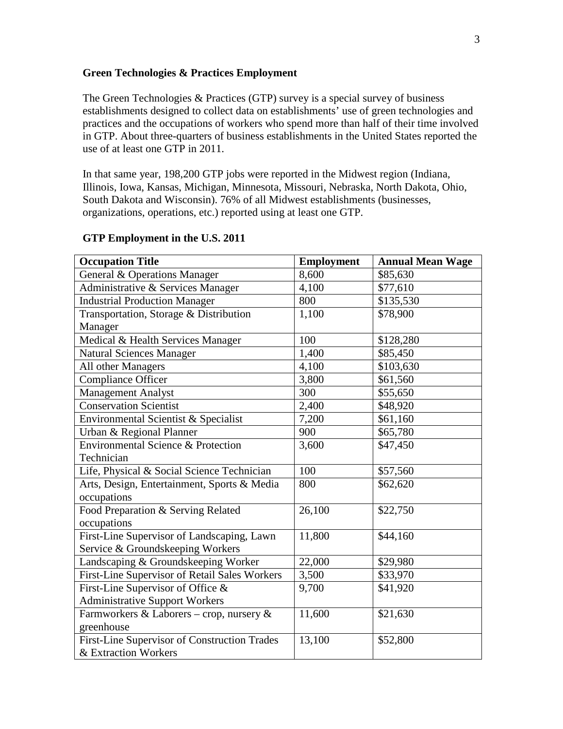**Green Technologies & Practices Employment**

The Green Technologies & Practices (GTP) survey is a special survey of business establishments designed to collect data on establishments' use of green technologies and practices and the occupations of workers who spend more than half of their time involved in GTP. About three-quarters of business establishments in the United States reported the use of at least one GTP in 2011.

In that same year, 198,200 GTP jobs were reported in the Midwest region (Indiana, Illinois, Iowa, Kansas, Michigan, Minnesota, Missouri, Nebraska, North Dakota, Ohio, South Dakota and Wisconsin). 76% of all Midwest establishments (businesses, organizations, operations, etc.) reported using at least one GTP.

**GTP Employment in the U.S. 2011**

| Occupation Title | Employment | Annual Mean Wage |
|---|---|---|
| General & Operations Manager | 8,600 | $85,630 |
| Administrative & Services Manager | 4,100 | $77,610 |
| Industrial Production Manager | 800 | $135,530 |
| Transportation, Storage & Distribution Manager | 1,100 | $78,900 |
| Medical & Health Services Manager | 100 | $128,280 |
| Natural Sciences Manager | 1,400 | $85,450 |
| All other Managers | 4,100 | $103,630 |
| Compliance Officer | 3,800 | $61,560 |
| Management Analyst | 300 | $55,650 |
| Conservation Scientist | 2,400 | $48,920 |
| Environmental Scientist & Specialist | 7,200 | $61,160 |
| Urban & Regional Planner | 900 | $65,780 |
| Environmental Science & Protection Technician | 3,600 | $47,450 |
| Life, Physical & Social Science Technician | 100 | $57,560 |
| Arts, Design, Entertainment, Sports & Media occupations | 800 | $62,620 |
| Food Preparation & Serving Related occupations | 26,100 | $22,750 |
| First-Line Supervisor of Landscaping, Lawn Service & Groundskeeping Workers | 11,800 | $44,160 |
| Landscaping & Groundskeeping Worker | 22,000 | $29,980 |
| First-Line Supervisor of Retail Sales Workers | 3,500 | $33,970 |
| First-Line Supervisor of Office & Administrative Support Workers | 9,700 | $41,920 |
| Farmworkers & Laborers – crop, nursery & greenhouse | 11,600 | $21,630 |
| First-Line Supervisor of Construction Trades & Extraction Workers | 13,100 | $52,800 |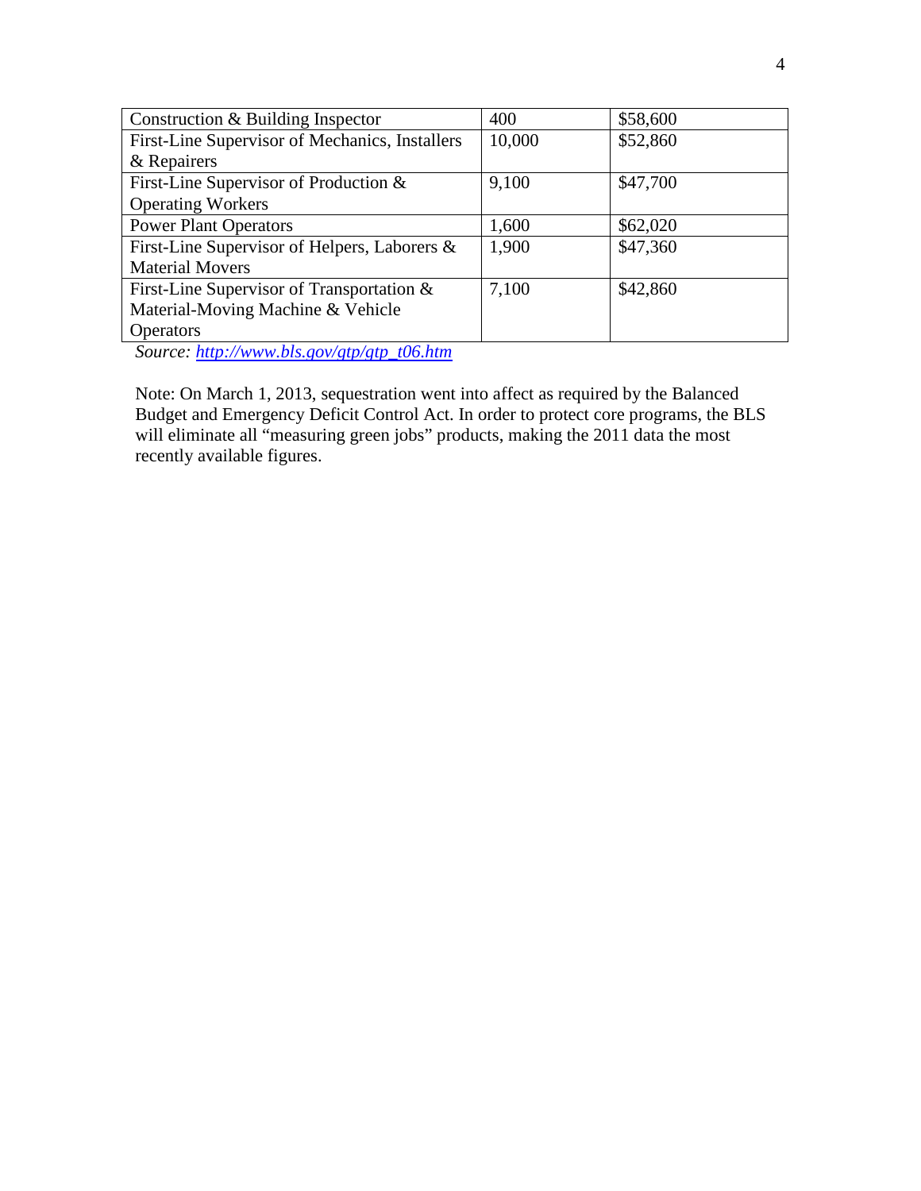| Construction & Building Inspector | 400 | $58,600 |
|---|---|---|
| First-Line Supervisor of Mechanics, Installers & Repairers | 10,000 | $52,860 |
| First-Line Supervisor of Production & Operating Workers | 9,100 | $47,700 |
| Power Plant Operators | 1,600 | $62,020 |
| First-Line Supervisor of Helpers, Laborers & Material Movers | 1,900 | $47,360 |
| First-Line Supervisor of Transportation & Material-Moving Machine & Vehicle Operators | 7,100 | $42,860 |

*Source: http://www.bls.gov/gtp/gtp_t06.htm*

Note: On March 1, 2013, sequestration went into affect as required by the Balanced Budget and Emergency Deficit Control Act. In order to protect core programs, the BLS will eliminate all "measuring green jobs" products, making the 2011 data the most recently available figures.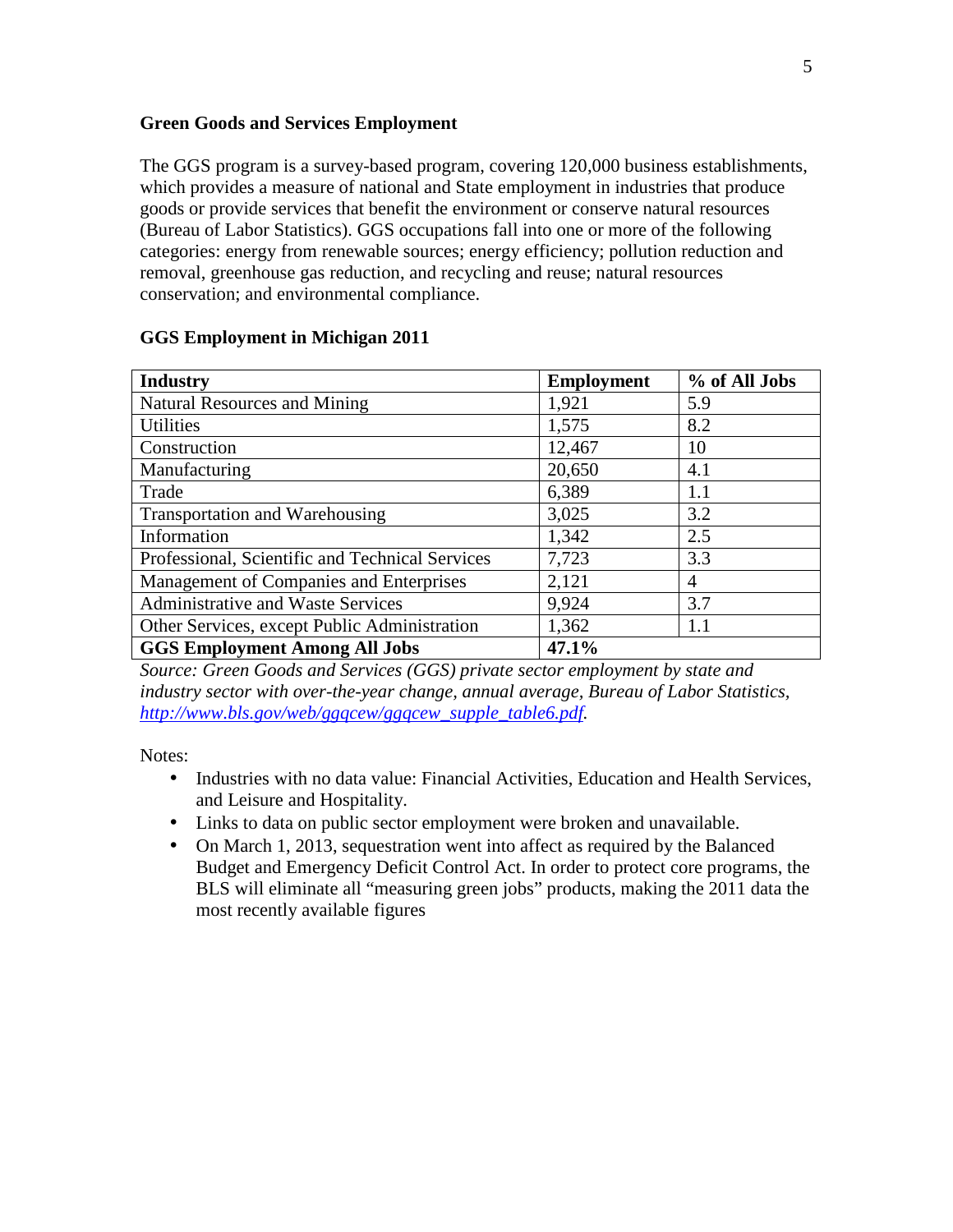**Green Goods and Services Employment**

The GGS program is a survey-based program, covering 120,000 business establishments, which provides a measure of national and State employment in industries that produce goods or provide services that benefit the environment or conserve natural resources (Bureau of Labor Statistics). GGS occupations fall into one or more of the following categories: energy from renewable sources; energy efficiency; pollution reduction and removal, greenhouse gas reduction, and recycling and reuse; natural resources conservation; and environmental compliance.

**GGS Employment in Michigan 2011**

| Industry | Employment | % of All Jobs |
|---|---|---|
| Natural Resources and Mining | 1,921 | 5.9 |
| Utilities | 1,575 | 8.2 |
| Construction | 12,467 | 10 |
| Manufacturing | 20,650 | 4.1 |
| Trade | 6,389 | 1.1 |
| Transportation and Warehousing | 3,025 | 3.2 |
| Information | 1,342 | 2.5 |
| Professional, Scientific and Technical Services | 7,723 | 3.3 |
| Management of Companies and Enterprises | 2,121 | 4 |
| Administrative and Waste Services | 9,924 | 3.7 |
| Other Services, except Public Administration | 1,362 | 1.1 |
| **GGS Employment Among All Jobs** | **47.1%** | |

*Source: Green Goods and Services (GGS) private sector employment by state and industry sector with over-the-year change, annual average, Bureau of Labor Statistics, http://www.bls.gov/web/ggqcew/ggqcew_supple_table6.pdf.*

Notes:

- Industries with no data value: Financial Activities, Education and Health Services, and Leisure and Hospitality.
- Links to data on public sector employment were broken and unavailable.
- On March 1, 2013, sequestration went into affect as required by the Balanced Budget and Emergency Deficit Control Act. In order to protect core programs, the BLS will eliminate all "measuring green jobs" products, making the 2011 data the most recently available figures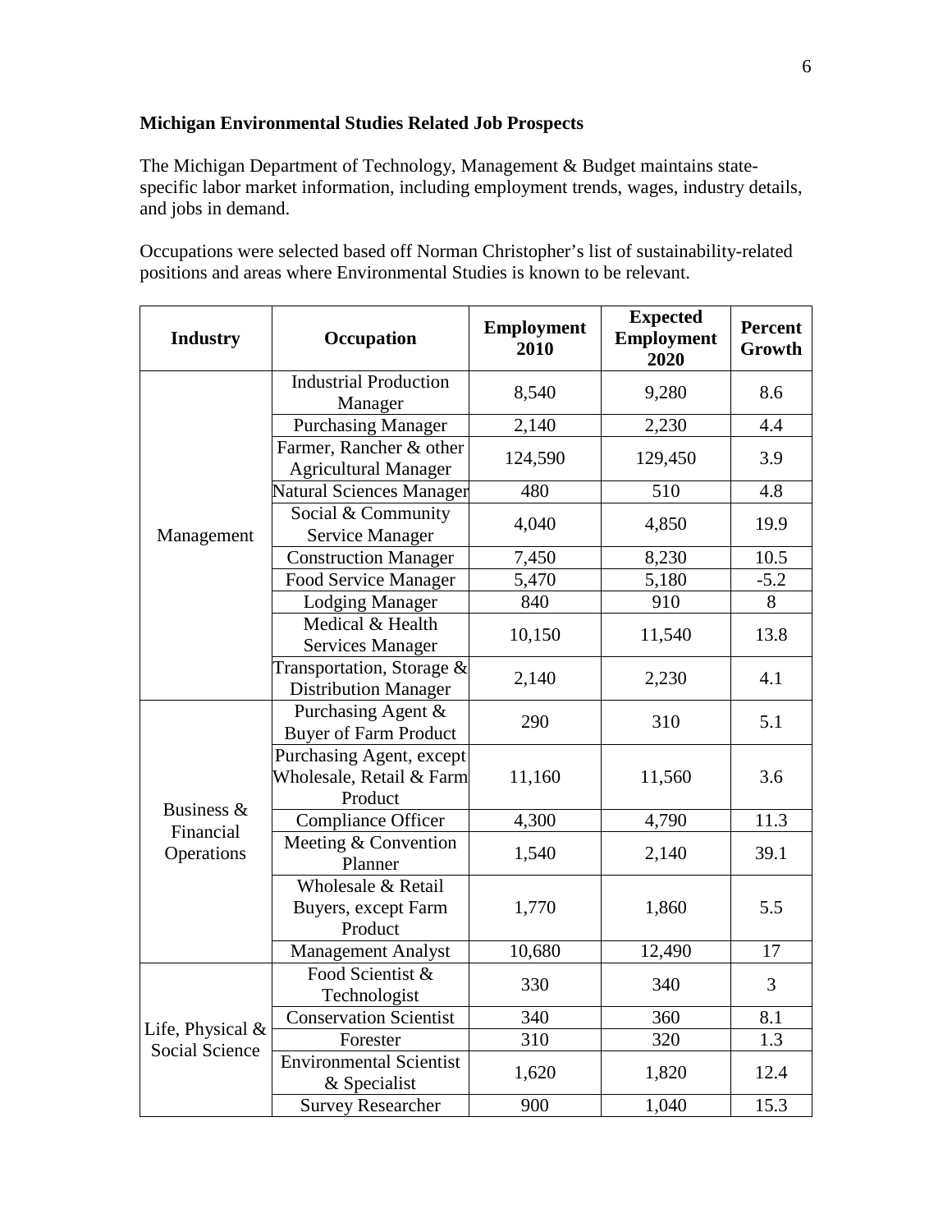**Michigan Environmental Studies Related Job Prospects**

The Michigan Department of Technology, Management & Budget maintains state-specific labor market information, including employment trends, wages, industry details, and jobs in demand.

Occupations were selected based off Norman Christopher's list of sustainability-related positions and areas where Environmental Studies is known to be relevant.

| Industry | Occupation | Employment 2010 | Expected Employment 2020 | Percent Growth |
|---|---|---|---|---|
| Management | Industrial Production Manager | 8,540 | 9,280 | 8.6 |
| | Purchasing Manager | 2,140 | 2,230 | 4.4 |
| | Farmer, Rancher & other Agricultural Manager | 124,590 | 129,450 | 3.9 |
| | Natural Sciences Manager | 480 | 510 | 4.8 |
| | Social & Community Service Manager | 4,040 | 4,850 | 19.9 |
| | Construction Manager | 7,450 | 8,230 | 10.5 |
| | Food Service Manager | 5,470 | 5,180 | -5.2 |
| | Lodging Manager | 840 | 910 | 8 |
| | Medical & Health Services Manager | 10,150 | 11,540 | 13.8 |
| | Transportation, Storage & Distribution Manager | 2,140 | 2,230 | 4.1 |
| Business & Financial Operations | Purchasing Agent & Buyer of Farm Product | 290 | 310 | 5.1 |
| | Purchasing Agent, except Wholesale, Retail & Farm Product | 11,160 | 11,560 | 3.6 |
| | Compliance Officer | 4,300 | 4,790 | 11.3 |
| | Meeting & Convention Planner | 1,540 | 2,140 | 39.1 |
| | Wholesale & Retail Buyers, except Farm Product | 1,770 | 1,860 | 5.5 |
| | Management Analyst | 10,680 | 12,490 | 17 |
| Life, Physical & Social Science | Food Scientist & Technologist | 330 | 340 | 3 |
| | Conservation Scientist | 340 | 360 | 8.1 |
| | Forester | 310 | 320 | 1.3 |
| | Environmental Scientist & Specialist | 1,620 | 1,820 | 12.4 |
| | Survey Researcher | 900 | 1,040 | 15.3 |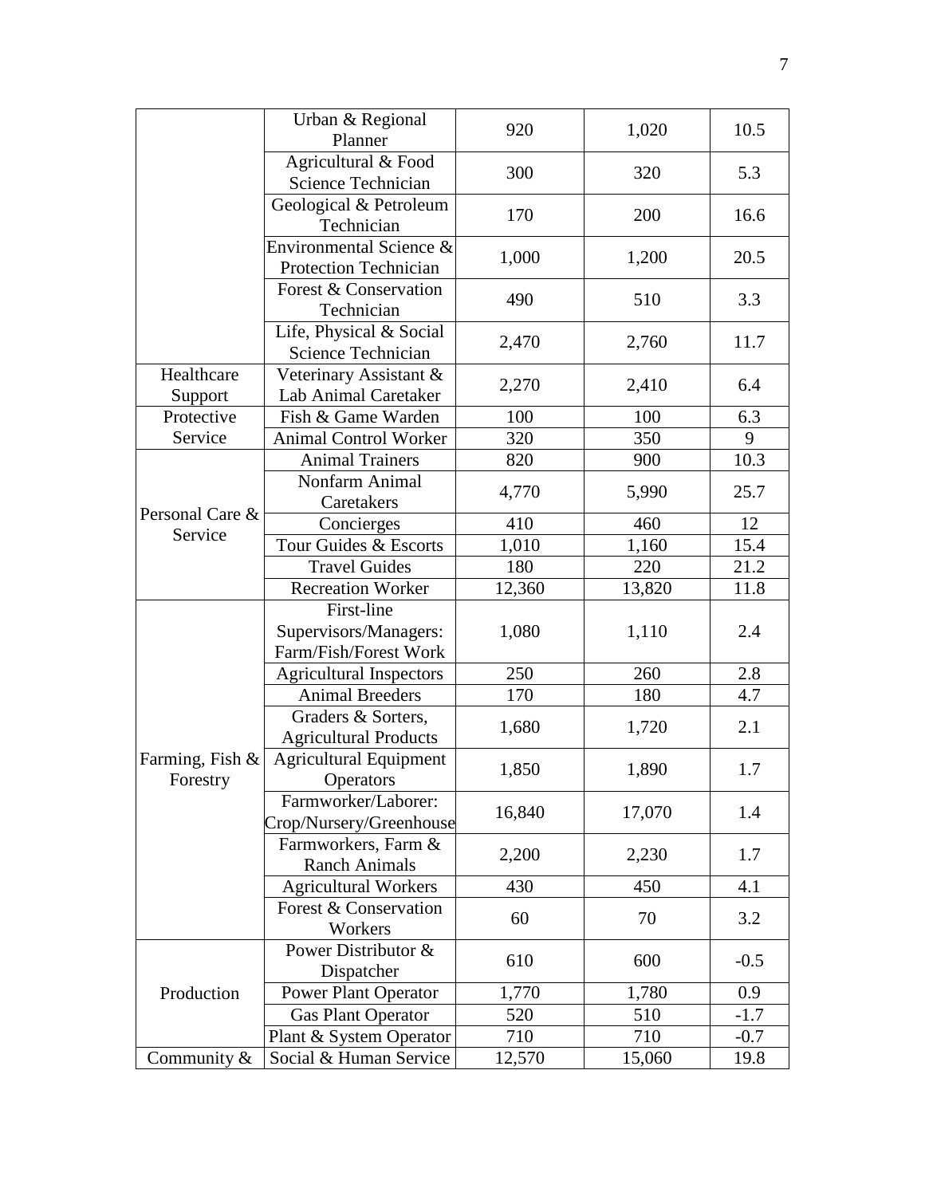| | | | | |
|---|---|---|---|---|
| | Urban & Regional Planner | 920 | 1,020 | 10.5 |
| | Agricultural & Food Science Technician | 300 | 320 | 5.3 |
| | Geological & Petroleum Technician | 170 | 200 | 16.6 |
| | Environmental Science & Protection Technician | 1,000 | 1,200 | 20.5 |
| | Forest & Conservation Technician | 490 | 510 | 3.3 |
| | Life, Physical & Social Science Technician | 2,470 | 2,760 | 11.7 |
| Healthcare Support | Veterinary Assistant & Lab Animal Caretaker | 2,270 | 2,410 | 6.4 |
| Protective Service | Fish & Game Warden | 100 | 100 | 6.3 |
| | Animal Control Worker | 320 | 350 | 9 |
| Personal Care & Service | Animal Trainers | 820 | 900 | 10.3 |
| | Nonfarm Animal Caretakers | 4,770 | 5,990 | 25.7 |
| | Concierges | 410 | 460 | 12 |
| | Tour Guides & Escorts | 1,010 | 1,160 | 15.4 |
| | Travel Guides | 180 | 220 | 21.2 |
| | Recreation Worker | 12,360 | 13,820 | 11.8 |
| Farming, Fish & Forestry | First-line Supervisors/Managers: Farm/Fish/Forest Work | 1,080 | 1,110 | 2.4 |
| | Agricultural Inspectors | 250 | 260 | 2.8 |
| | Animal Breeders | 170 | 180 | 4.7 |
| | Graders & Sorters, Agricultural Products | 1,680 | 1,720 | 2.1 |
| | Agricultural Equipment Operators | 1,850 | 1,890 | 1.7 |
| | Farmworker/Laborer: Crop/Nursery/Greenhouse | 16,840 | 17,070 | 1.4 |
| | Farmworkers, Farm & Ranch Animals | 2,200 | 2,230 | 1.7 |
| | Agricultural Workers | 430 | 450 | 4.1 |
| | Forest & Conservation Workers | 60 | 70 | 3.2 |
| Production | Power Distributor & Dispatcher | 610 | 600 | -0.5 |
| | Power Plant Operator | 1,770 | 1,780 | 0.9 |
| | Gas Plant Operator | 520 | 510 | -1.7 |
| | Plant & System Operator | 710 | 710 | -0.7 |
| Community & | Social & Human Service | 12,570 | 15,060 | 19.8 |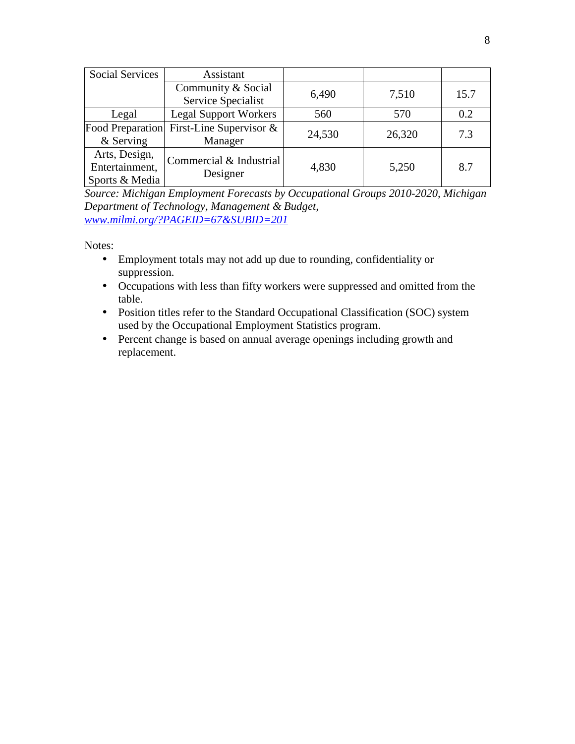| Social Services | Assistant | | | |
|---|---|---|---|---|
| | Community & Social Service Specialist | 6,490 | 7,510 | 15.7 |
| Legal | Legal Support Workers | 560 | 570 | 0.2 |
| Food Preparation & Serving | First-Line Supervisor & Manager | 24,530 | 26,320 | 7.3 |
| Arts, Design, Entertainment, Sports & Media | Commercial & Industrial Designer | 4,830 | 5,250 | 8.7 |

*Source: Michigan Employment Forecasts by Occupational Groups 2010-2020, Michigan Department of Technology, Management & Budget, www.milmi.org/?PAGEID=67&SUBID=201*

Notes:

- Employment totals may not add up due to rounding, confidentiality or suppression.
- Occupations with less than fifty workers were suppressed and omitted from the table.
- Position titles refer to the Standard Occupational Classification (SOC) system used by the Occupational Employment Statistics program.
- Percent change is based on annual average openings including growth and replacement.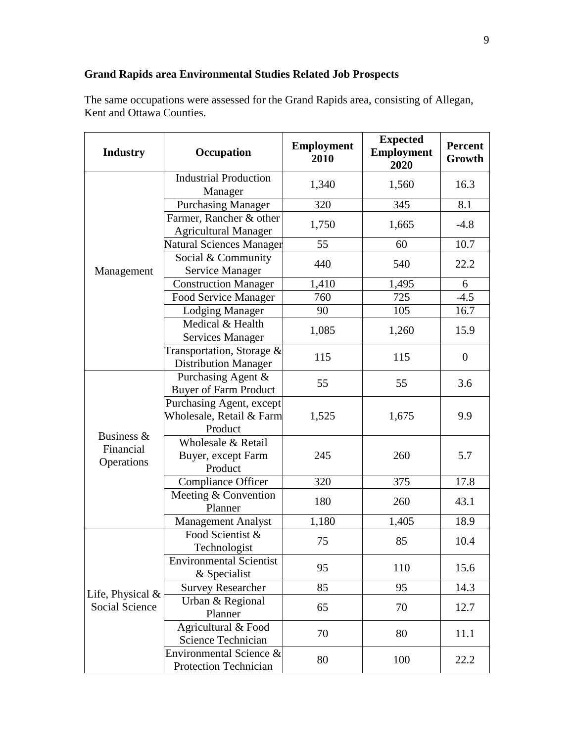**Grand Rapids area Environmental Studies Related Job Prospects**

The same occupations were assessed for the Grand Rapids area, consisting of Allegan, Kent and Ottawa Counties.

| Industry | Occupation | Employment 2010 | Expected Employment 2020 | Percent Growth |
|---|---|---|---|---|
| Management | Industrial Production Manager | 1,340 | 1,560 | 16.3 |
| | Purchasing Manager | 320 | 345 | 8.1 |
| | Farmer, Rancher & other Agricultural Manager | 1,750 | 1,665 | -4.8 |
| | Natural Sciences Manager | 55 | 60 | 10.7 |
| | Social & Community Service Manager | 440 | 540 | 22.2 |
| | Construction Manager | 1,410 | 1,495 | 6 |
| | Food Service Manager | 760 | 725 | -4.5 |
| | Lodging Manager | 90 | 105 | 16.7 |
| | Medical & Health Services Manager | 1,085 | 1,260 | 15.9 |
| | Transportation, Storage & Distribution Manager | 115 | 115 | 0 |
| Business & Financial Operations | Purchasing Agent & Buyer of Farm Product | 55 | 55 | 3.6 |
| | Purchasing Agent, except Wholesale, Retail & Farm Product | 1,525 | 1,675 | 9.9 |
| | Wholesale & Retail Buyer, except Farm Product | 245 | 260 | 5.7 |
| | Compliance Officer | 320 | 375 | 17.8 |
| | Meeting & Convention Planner | 180 | 260 | 43.1 |
| | Management Analyst | 1,180 | 1,405 | 18.9 |
| Life, Physical & Social Science | Food Scientist & Technologist | 75 | 85 | 10.4 |
| | Environmental Scientist & Specialist | 95 | 110 | 15.6 |
| | Survey Researcher | 85 | 95 | 14.3 |
| | Urban & Regional Planner | 65 | 70 | 12.7 |
| | Agricultural & Food Science Technician | 70 | 80 | 11.1 |
| | Environmental Science & Protection Technician | 80 | 100 | 22.2 |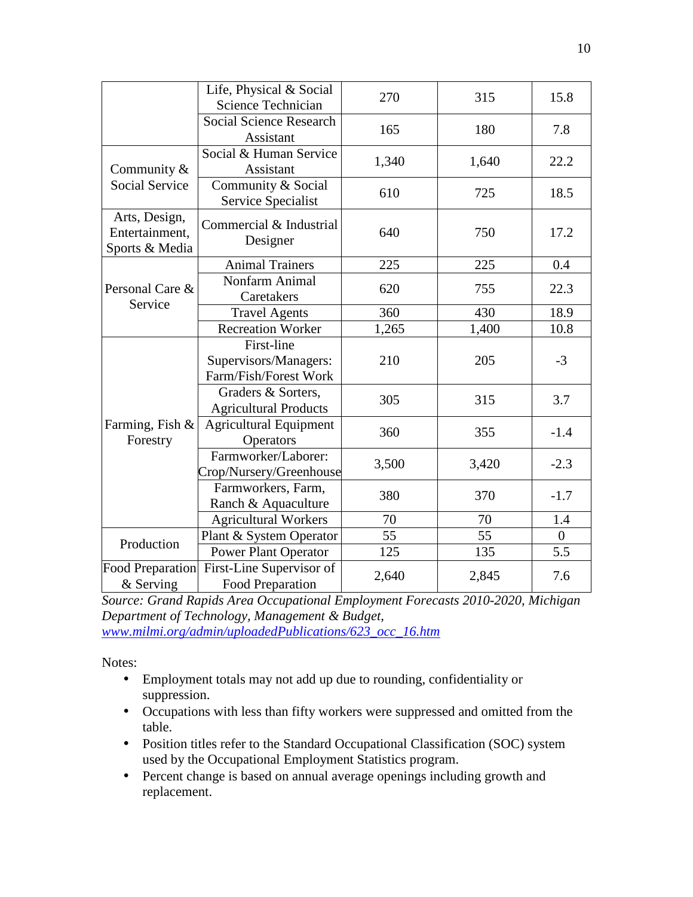| | | | | |
|---|---|---|---|---|
| | Life, Physical & Social Science Technician | 270 | 315 | 15.8 |
| | Social Science Research Assistant | 165 | 180 | 7.8 |
| Community & Social Service | Social & Human Service Assistant | 1,340 | 1,640 | 22.2 |
| | Community & Social Service Specialist | 610 | 725 | 18.5 |
| Arts, Design, Entertainment, Sports & Media | Commercial & Industrial Designer | 640 | 750 | 17.2 |
| Personal Care & Service | Animal Trainers | 225 | 225 | 0.4 |
| | Nonfarm Animal Caretakers | 620 | 755 | 22.3 |
| | Travel Agents | 360 | 430 | 18.9 |
| | Recreation Worker | 1,265 | 1,400 | 10.8 |
| Farming, Fish & Forestry | First-line Supervisors/Managers: Farm/Fish/Forest Work | 210 | 205 | -3 |
| | Graders & Sorters, Agricultural Products | 305 | 315 | 3.7 |
| | Agricultural Equipment Operators | 360 | 355 | -1.4 |
| | Farmworker/Laborer: Crop/Nursery/Greenhouse | 3,500 | 3,420 | -2.3 |
| | Farmworkers, Farm, Ranch & Aquaculture | 380 | 370 | -1.7 |
| | Agricultural Workers | 70 | 70 | 1.4 |
| Production | Plant & System Operator | 55 | 55 | 0 |
| | Power Plant Operator | 125 | 135 | 5.5 |
| Food Preparation & Serving | First-Line Supervisor of Food Preparation | 2,640 | 2,845 | 7.6 |

*Source: Grand Rapids Area Occupational Employment Forecasts 2010-2020, Michigan Department of Technology, Management & Budget, www.milmi.org/admin/uploadedPublications/623_occ_16.htm*

Notes:

- Employment totals may not add up due to rounding, confidentiality or suppression.
- Occupations with less than fifty workers were suppressed and omitted from the table.
- Position titles refer to the Standard Occupational Classification (SOC) system used by the Occupational Employment Statistics program.
- Percent change is based on annual average openings including growth and replacement.